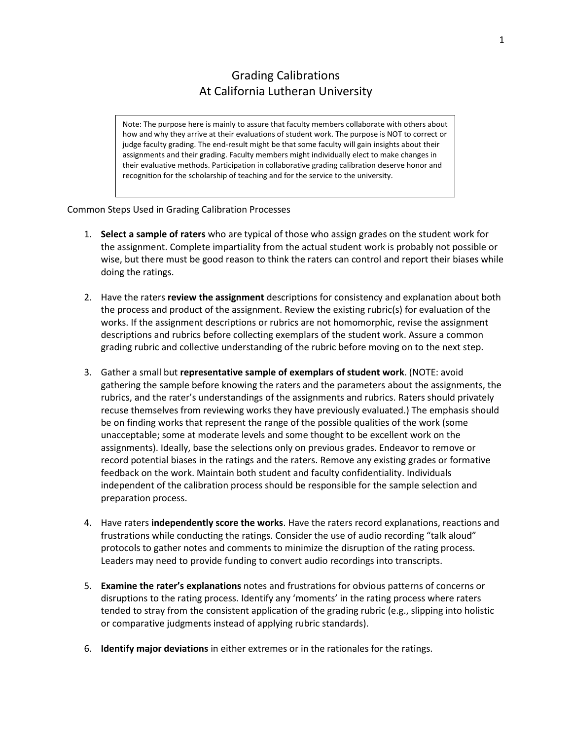# Grading Calibrations
# At California Lutheran University

> Note: The purpose here is mainly to assure that faculty members collaborate with others about how and why they arrive at their evaluations of student work. The purpose is NOT to correct or judge faculty grading. The end-result might be that some faculty will gain insights about their assignments and their grading. Faculty members might individually elect to make changes in their evaluative methods. Participation in collaborative grading calibration deserve honor and recognition for the scholarship of teaching and for the service to the university.

Common Steps Used in Grading Calibration Processes

1. **Select a sample of raters** who are typical of those who assign grades on the student work for the assignment. Complete impartiality from the actual student work is probably not possible or wise, but there must be good reason to think the raters can control and report their biases while doing the ratings.

2. Have the raters **review the assignment** descriptions for consistency and explanation about both the process and product of the assignment. Review the existing rubric(s) for evaluation of the works. If the assignment descriptions or rubrics are not homomorphic, revise the assignment descriptions and rubrics before collecting exemplars of the student work. Assure a common grading rubric and collective understanding of the rubric before moving on to the next step.

3. Gather a small but **representative sample of exemplars of student work**. (NOTE: avoid gathering the sample before knowing the raters and the parameters about the assignments, the rubrics, and the rater's understandings of the assignments and rubrics. Raters should privately recuse themselves from reviewing works they have previously evaluated.) The emphasis should be on finding works that represent the range of the possible qualities of the work (some unacceptable; some at moderate levels and some thought to be excellent work on the assignments). Ideally, base the selections only on previous grades. Endeavor to remove or record potential biases in the ratings and the raters. Remove any existing grades or formative feedback on the work. Maintain both student and faculty confidentiality. Individuals independent of the calibration process should be responsible for the sample selection and preparation process.

4. Have raters **independently score the works**. Have the raters record explanations, reactions and frustrations while conducting the ratings. Consider the use of audio recording "talk aloud" protocols to gather notes and comments to minimize the disruption of the rating process. Leaders may need to provide funding to convert audio recordings into transcripts.

5. **Examine the rater's explanations** notes and frustrations for obvious patterns of concerns or disruptions to the rating process. Identify any 'moments' in the rating process where raters tended to stray from the consistent application of the grading rubric (e.g., slipping into holistic or comparative judgments instead of applying rubric standards).

6. **Identify major deviations** in either extremes or in the rationales for the ratings.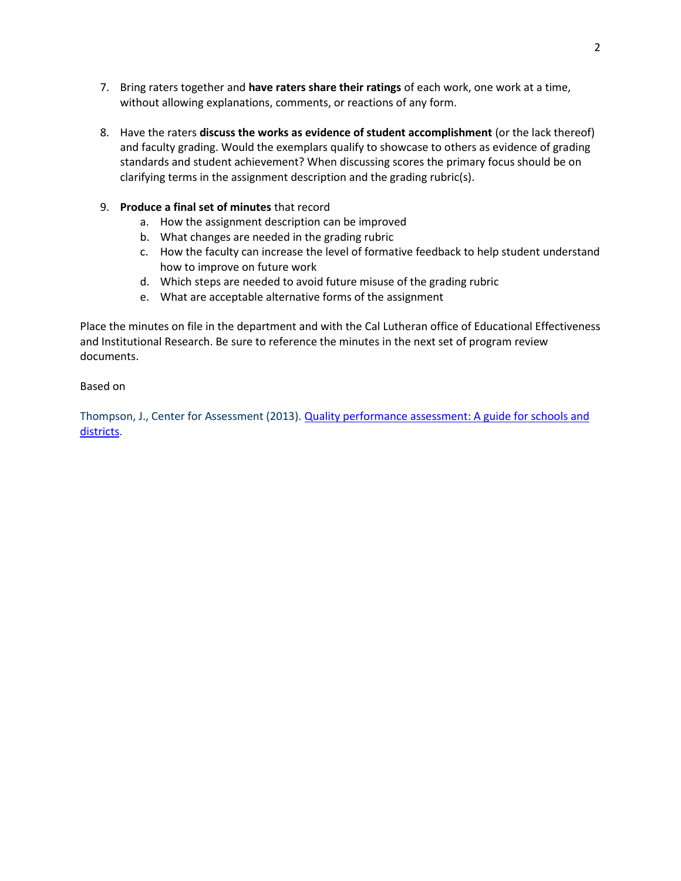7. Bring raters together and **have raters share their ratings** of each work, one work at a time, without allowing explanations, comments, or reactions of any form.

8. Have the raters **discuss the works as evidence of student accomplishment** (or the lack thereof) and faculty grading. Would the exemplars qualify to showcase to others as evidence of grading standards and student achievement? When discussing scores the primary focus should be on clarifying terms in the assignment description and the grading rubric(s).

9. **Produce a final set of minutes** that record
   a. How the assignment description can be improved
   b. What changes are needed in the grading rubric
   c. How the faculty can increase the level of formative feedback to help student understand how to improve on future work
   d. Which steps are needed to avoid future misuse of the grading rubric
   e. What are acceptable alternative forms of the assignment

Place the minutes on file in the department and with the Cal Lutheran office of Educational Effectiveness and Institutional Research. Be sure to reference the minutes in the next set of program review documents.

Based on

Thompson, J., Center for Assessment (2013). Quality performance assessment: A guide for schools and districts.